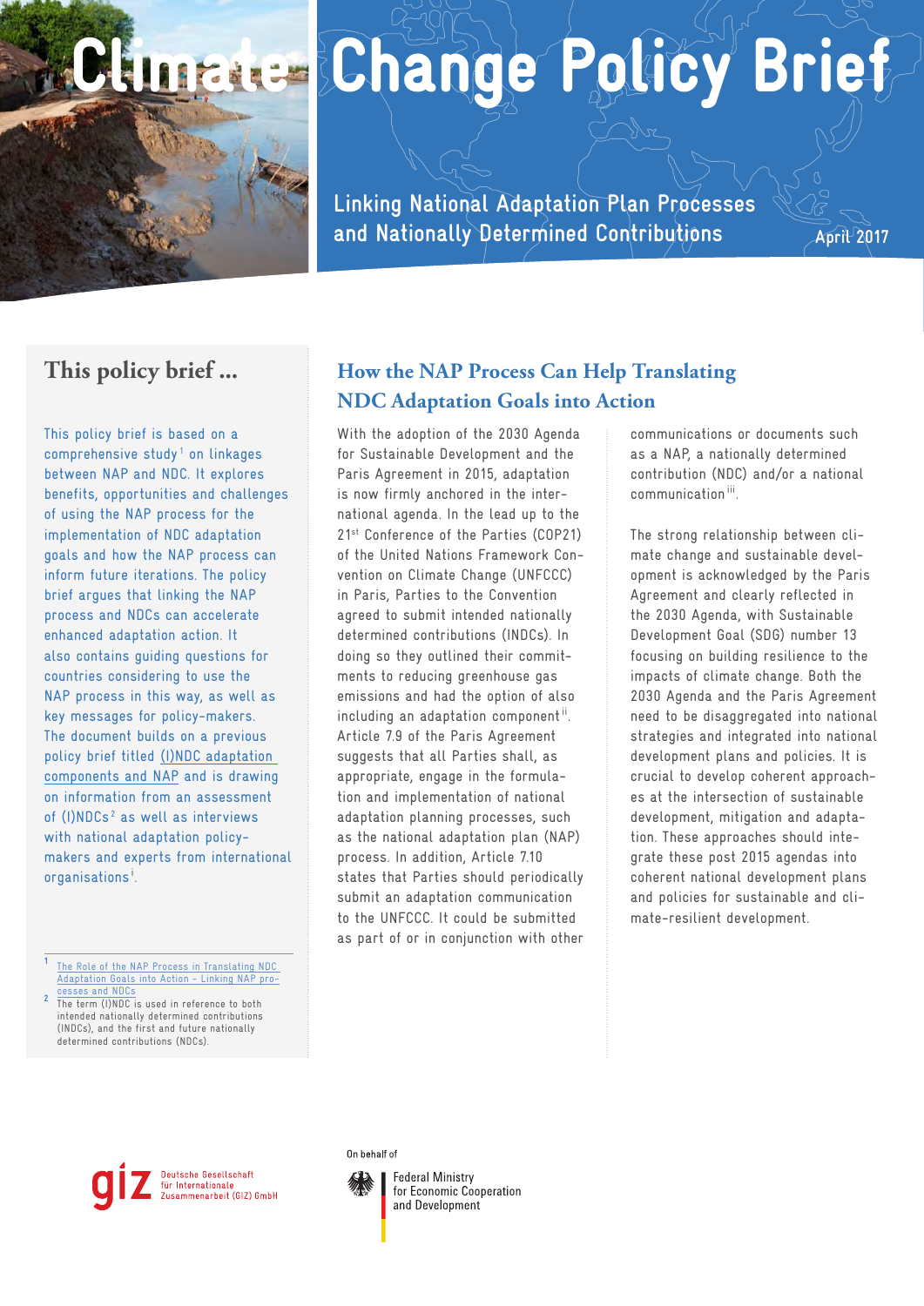# Climate Change Policy Brief

## Linking National Adaptation Plan Processes and Nationally Determined Contributions

April 2017

## This policy brief ...

This policy brief is based on a comprehensive study[1] on linkages between NAP and NDC. It explores benefits, opportunities and challenges of using the NAP process for the implementation of NDC adaptation goals and how the NAP process can inform future iterations. The policy brief argues that linking the NAP process and NDCs can accelerate enhanced adaptation action. It also contains guiding questions for countries considering to use the NAP process in this way, as well as key messages for policy-makers. The document builds on a previous policy brief titled (I)NDC adaptation components and NAP and is drawing on information from an assessment of (I)NDCs[2] as well as interviews with national adaptation policy-makers and experts from international organisations[i].

[1] The Role of the NAP Process in Translating NDC Adaptation Goals into Action – Linking NAP processes and NDCs

[2] The term (I)NDC is used in reference to both intended nationally determined contributions (INDCs), and the first and future nationally determined contributions (NDCs).

## How the NAP Process Can Help Translating NDC Adaptation Goals into Action

With the adoption of the 2030 Agenda for Sustainable Development and the Paris Agreement in 2015, adaptation is now firmly anchored in the international agenda. In the lead up to the 21st Conference of the Parties (COP21) of the United Nations Framework Convention on Climate Change (UNFCCC) in Paris, Parties to the Convention agreed to submit intended nationally determined contributions (INDCs). In doing so they outlined their commitments to reducing greenhouse gas emissions and had the option of also including an adaptation component[ii]. Article 7.9 of the Paris Agreement suggests that all Parties shall, as appropriate, engage in the formulation and implementation of national adaptation planning processes, such as the national adaptation plan (NAP) process. In addition, Article 7.10 states that Parties should periodically submit an adaptation communication to the UNFCCC. It could be submitted as part of or in conjunction with other communications or documents such as a NAP, a nationally determined contribution (NDC) and/or a national communication[iii].

The strong relationship between climate change and sustainable development is acknowledged by the Paris Agreement and clearly reflected in the 2030 Agenda, with Sustainable Development Goal (SDG) number 13 focusing on building resilience to the impacts of climate change. Both the 2030 Agenda and the Paris Agreement need to be disaggregated into national strategies and integrated into national development plans and policies. It is crucial to develop coherent approaches at the intersection of sustainable development, mitigation and adaptation. These approaches should integrate these post 2015 agendas into coherent national development plans and policies for sustainable and climate-resilient development.

giz Deutsche Gesellschaft für Internationale Zusammenarbeit (GIZ) GmbH

On behalf of

Federal Ministry for Economic Cooperation and Development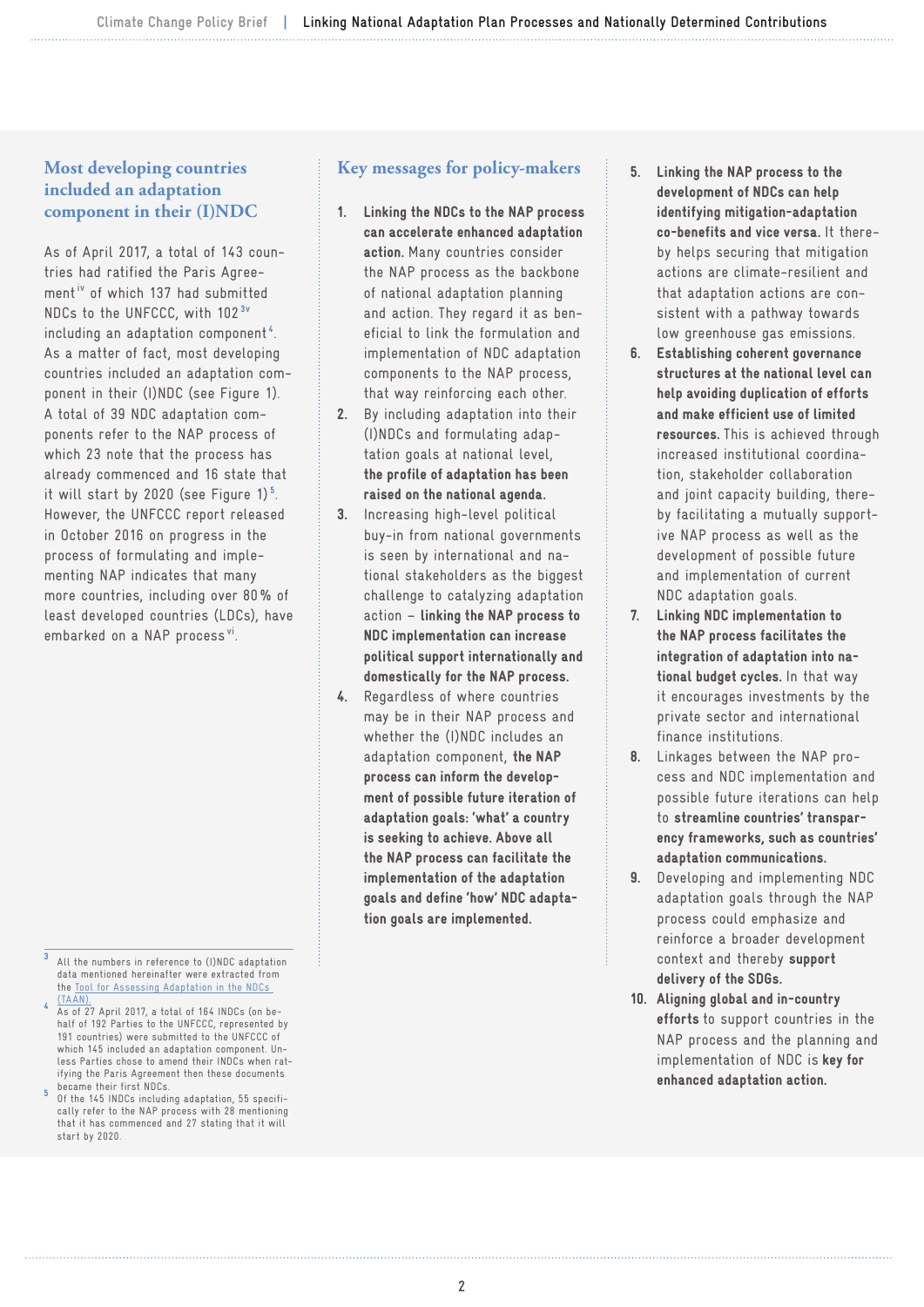## Most developing countries included an adaptation component in their (I)NDC

As of April 2017, a total of 143 countries had ratified the Paris Agreement[iv] of which 137 had submitted NDCs to the UNFCCC, with 102[3][v] including an adaptation component[4]. As a matter of fact, most developing countries included an adaptation component in their (I)NDC (see Figure 1). A total of 39 NDC adaptation components refer to the NAP process of which 23 note that the process has already commenced and 16 state that it will start by 2020 (see Figure 1)[5]. However, the UNFCCC report released in October 2016 on progress in the process of formulating and implementing NAP indicates that many more countries, including over 80 % of least developed countries (LDCs), have embarked on a NAP process[vi].

## Key messages for policy-makers

1. **Linking the NDCs to the NAP process can accelerate enhanced adaptation action.** Many countries consider the NAP process as the backbone of national adaptation planning and action. They regard it as beneficial to link the formulation and implementation of NDC adaptation components to the NAP process, that way reinforcing each other.
2. By including adaptation into their (I)NDCs and formulating adaptation goals at national level, **the profile of adaptation has been raised on the national agenda.**
3. Increasing high-level political buy-in from national governments is seen by international and national stakeholders as the biggest challenge to catalyzing adaptation action – **linking the NAP process to NDC implementation can increase political support internationally and domestically for the NAP process.**
4. Regardless of where countries may be in their NAP process and whether the (I)NDC includes an adaptation component, **the NAP process can inform the development of possible future iteration of adaptation goals: 'what' a country is seeking to achieve. Above all the NAP process can facilitate the implementation of the adaptation goals and define 'how' NDC adaptation goals are implemented.**
5. **Linking the NAP process to the development of NDCs can help identifying mitigation-adaptation co-benefits and vice versa.** It thereby helps securing that mitigation actions are climate-resilient and that adaptation actions are consistent with a pathway towards low greenhouse gas emissions.
6. **Establishing coherent governance structures at the national level can help avoiding duplication of efforts and make efficient use of limited resources.** This is achieved through increased institutional coordination, stakeholder collaboration and joint capacity building, thereby facilitating a mutually supportive NAP process as well as the development of possible future and implementation of current NDC adaptation goals.
7. **Linking NDC implementation to the NAP process facilitates the integration of adaptation into national budget cycles.** In that way it encourages investments by the private sector and international finance institutions.
8. Linkages between the NAP process and NDC implementation and possible future iterations can help to **streamline countries' transparency frameworks, such as countries' adaptation communications.**
9. Developing and implementing NDC adaptation goals through the NAP process could emphasize and reinforce a broader development context and thereby **support delivery of the SDGs.**
10. **Aligning global and in-country efforts** to support countries in the NAP process and the planning and implementation of NDC is **key for enhanced adaptation action.**

---

[3] All the numbers in reference to (I)NDC adaptation data mentioned hereinafter were extracted from the Tool for Assessing Adaptation in the NDCs (TAAN).

[4] As of 27 April 2017, a total of 164 INDCs (on behalf of 192 Parties to the UNFCCC, represented by 191 countries) were submitted to the UNFCCC of which 145 included an adaptation component. Unless Parties chose to amend their INDCs when ratifying the Paris Agreement then these documents became their first NDCs.

[5] Of the 145 INDCs including adaptation, 55 specifically refer to the NAP process with 28 mentioning that it has commenced and 27 stating that it will start by 2020.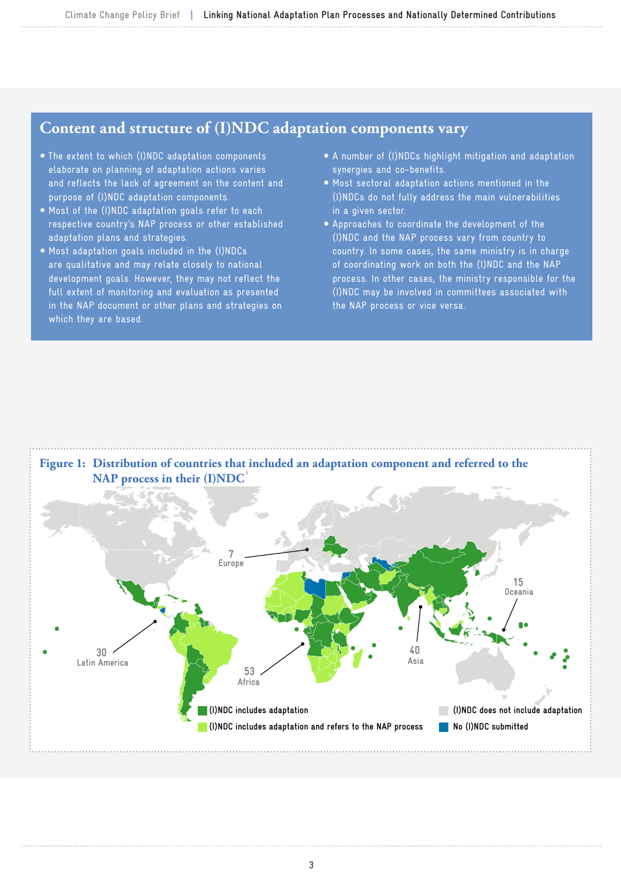## Content and structure of (I)NDC adaptation components vary

- The extent to which (I)NDC adaptation components elaborate on planning of adaptation actions varies and reflects the lack of agreement on the content and purpose of (I)NDC adaptation components.
- Most of the (I)NDC adaptation goals refer to each respective country's NAP process or other established adaptation plans and strategies.
- Most adaptation goals included in the (I)NDCs are qualitative and may relate closely to national development goals. However, they may not reflect the full extent of monitoring and evaluation as presented in the NAP document or other plans and strategies on which they are based.
- A number of (I)NDCs highlight mitigation and adaptation synergies and co-benefits.
- Most sectoral adaptation actions mentioned in the (I)NDCs do not fully address the main vulnerabilities in a given sector.
- Approaches to coordinate the development of the (I)NDC and the NAP process vary from country to country. In some cases, the same ministry is in charge of coordinating work on both the (I)NDC and the NAP process. In other cases, the ministry responsible for the (I)NDC may be involved in committees associated with the NAP process or vice versa.

**Figure 1: Distribution of countries that included an adaptation component and referred to the NAP process in their (I)NDC**[i]

7 Europe

15 Oceania

30 Latin America

53 Africa

40 Asia

(I)NDC includes adaptation

(I)NDC includes adaptation and refers to the NAP process

(I)NDC does not include adaptation

No (I)NDC submitted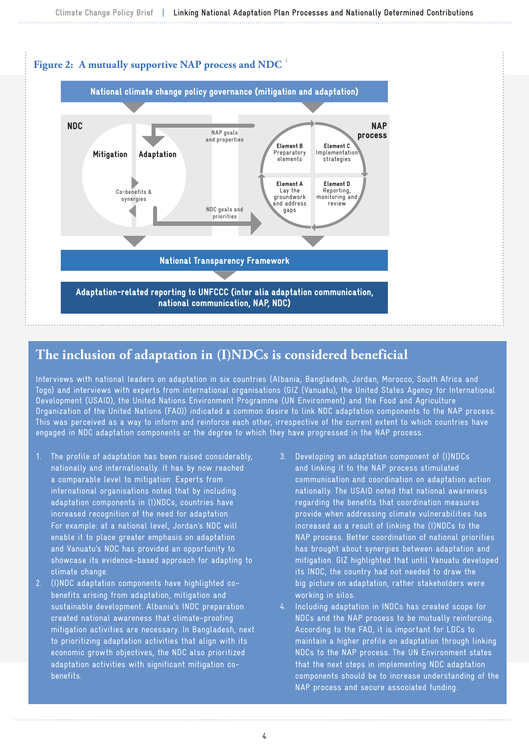**Figure 2: A mutually supportive NAP process and NDC** [i]

National climate change policy governance (mitigation and adaptation)

NDC

Mitigation | Adaptation

Co-benefits & synergies

NAP goals and properties

NDC goals and priorities

NAP process

Element B Preparatory elements

Element C Implementation strategies

Element A Lay the groundwork and address gaps

Element D Reporting, monitoring and review

National Transparency Framework

Adaptation-related reporting to UNFCCC (inter alia adaptation communication, national communication, NAP, NDC)

## The inclusion of adaptation in (I)NDCs is considered beneficial

Interviews with national leaders on adaptation in six countries (Albania, Bangladesh, Jordan, Morocco, South Africa and Togo) and interviews with experts from international organisations (GIZ (Vanuatu), the United States Agency for International Development (USAID), the United Nations Environment Programme (UN Environment) and the Food and Agriculture Organization of the United Nations (FAO)) indicated a common desire to link NDC adaptation components to the NAP process. This was perceived as a way to inform and reinforce each other, irrespective of the current extent to which countries have engaged in NDC adaptation components or the degree to which they have progressed in the NAP process.

1. The profile of adaptation has been raised considerably, nationally and internationally. It has by now reached a comparable level to mitigation. Experts from international organisations noted that by including adaptation components in (I)NDCs, countries have increased recognition of the need for adaptation. For example: at a national level, Jordan's NDC will enable it to place greater emphasis on adaptation and Vanuatu's NDC has provided an opportunity to showcase its evidence-based approach for adapting to climate change.
2. (I)NDC adaptation components have highlighted co-benefits arising from adaptation, mitigation and sustainable development. Albania's INDC preparation created national awareness that climate-proofing mitigation activities are necessary. In Bangladesh, next to prioritizing adaptation activities that align with its economic growth objectives, the NDC also prioritized adaptation activities with significant mitigation co-benefits.
3. Developing an adaptation component of (I)NDCs and linking it to the NAP process stimulated communication and coordination on adaptation action nationally. The USAID noted that national awareness regarding the benefits that coordination measures provide when addressing climate vulnerabilities has increased as a result of linking the (I)NDCs to the NAP process. Better coordination of national priorities has brought about synergies between adaptation and mitigation. GIZ highlighted that until Vanuatu developed its INDC, the country had not needed to draw the big picture on adaptation, rather stakeholders were working in silos.
4. Including adaptation in INDCs has created scope for NDCs and the NAP process to be mutually reinforcing. According to the FAO, it is important for LDCs to maintain a higher profile on adaptation through linking NDCs to the NAP process. The UN Environment states that the next steps in implementing NDC adaptation components should be to increase understanding of the NAP process and secure associated funding.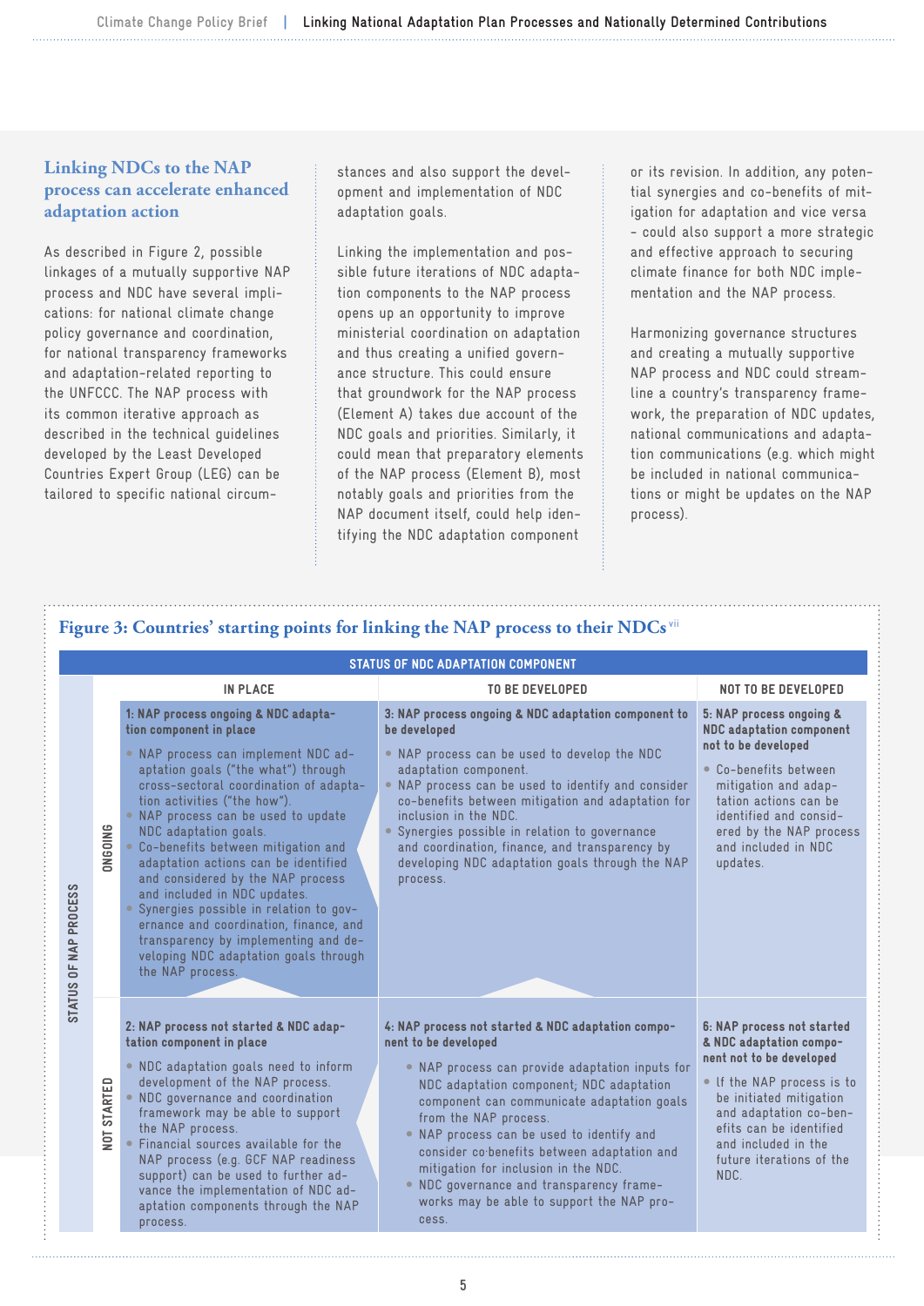## Linking NDCs to the NAP process can accelerate enhanced adaptation action

As described in Figure 2, possible linkages of a mutually supportive NAP process and NDC have several implications: for national climate change policy governance and coordination, for national transparency frameworks and adaptation-related reporting to the UNFCCC. The NAP process with its common iterative approach as described in the technical guidelines developed by the Least Developed Countries Expert Group (LEG) can be tailored to specific national circumstances and also support the development and implementation of NDC adaptation goals.

Linking the implementation and possible future iterations of NDC adaptation components to the NAP process opens up an opportunity to improve ministerial coordination on adaptation and thus creating a unified governance structure. This could ensure that groundwork for the NAP process (Element A) takes due account of the NDC goals and priorities. Similarly, it could mean that preparatory elements of the NAP process (Element B), most notably goals and priorities from the NAP document itself, could help identifying the NDC adaptation component or its revision. In addition, any potential synergies and co-benefits of mitigation for adaptation and vice versa – could also support a more strategic and effective approach to securing climate finance for both NDC implementation and the NAP process.

Harmonizing governance structures and creating a mutually supportive NAP process and NDC could streamline a country's transparency framework, the preparation of NDC updates, national communications and adaptation communications (e.g. which might be included in national communications or might be updates on the NAP process).

**Figure 3: Countries' starting points for linking the NAP process to their NDCs**[vii]

| STATUS OF NAP PROCESS | STATUS OF NDC ADAPTATION COMPONENT: IN PLACE | STATUS OF NDC ADAPTATION COMPONENT: TO BE DEVELOPED | STATUS OF NDC ADAPTATION COMPONENT: NOT TO BE DEVELOPED |
|---|---|---|---|
| ONGOING | **1: NAP process ongoing & NDC adaptation component in place**<br>• NAP process can implement NDC adaptation goals ("the what") through cross-sectoral coordination of adaptation activities ("the how").<br>• NAP process can be used to update NDC adaptation goals.<br>• Co-benefits between mitigation and adaptation actions can be identified and considered by the NAP process and included in NDC updates.<br>• Synergies possible in relation to governance and coordination, finance, and transparency by implementing and developing NDC adaptation goals through the NAP process. | **3: NAP process ongoing & NDC adaptation component to be developed**<br>• NAP process can be used to develop the NDC adaptation component.<br>• NAP process can be used to identify and consider co-benefits between mitigation and adaptation for inclusion in the NDC.<br>• Synergies possible in relation to governance and coordination, finance, and transparency by developing NDC adaptation goals through the NAP process. | **5: NAP process ongoing & NDC adaptation component not to be developed**<br>• Co-benefits between mitigation and adaptation actions can be identified and considered by the NAP process and included in NDC updates. |
| NOT STARTED | **2: NAP process not started & NDC adaptation component in place**<br>• NDC adaptation goals need to inform development of the NAP process.<br>• NDC governance and coordination framework may be able to support the NAP process.<br>• Financial sources available for the NAP process (e.g. GCF NAP readiness support) can be used to further advance the implementation of NDC adaptation components through the NAP process. | **4: NAP process not started & NDC adaptation component to be developed**<br>• NAP process can provide adaptation inputs for NDC adaptation component; NDC adaptation component can communicate adaptation goals from the NAP process.<br>• NAP process can be used to identify and consider co-benefits between adaptation and mitigation for inclusion in the NDC.<br>• NDC governance and transparency frameworks may be able to support the NAP process. | **6: NAP process not started & NDC adaptation component not to be developed**<br>• If the NAP process is to be initiated mitigation and adaptation co-benefits can be identified and included in the future iterations of the NDC. |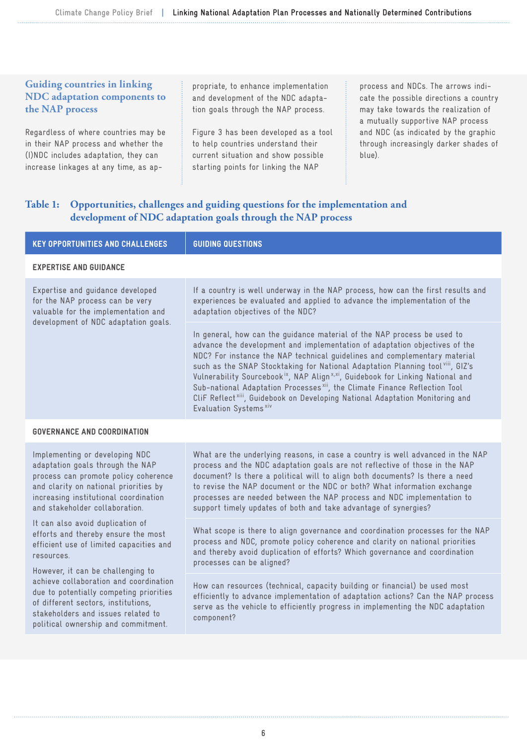## Guiding countries in linking NDC adaptation components to the NAP process

Regardless of where countries may be in their NAP process and whether the (I)NDC includes adaptation, they can increase linkages at any time, as appropriate, to enhance implementation and development of the NDC adaptation goals through the NAP process.

Figure 3 has been developed as a tool to help countries understand their current situation and show possible starting points for linking the NAP process and NDCs. The arrows indicate the possible directions a country may take towards the realization of a mutually supportive NAP process and NDC (as indicated by the graphic through increasingly darker shades of blue).

### Table 1: Opportunities, challenges and guiding questions for the implementation and development of NDC adaptation goals through the NAP process

| KEY OPPORTUNITIES AND CHALLENGES | GUIDING QUESTIONS |
|---|---|
| **EXPERTISE AND GUIDANCE** | |
| Expertise and guidance developed for the NAP process can be very valuable for the implementation and development of NDC adaptation goals. | If a country is well underway in the NAP process, how can the first results and experiences be evaluated and applied to advance the implementation of the adaptation objectives of the NDC? |
| | In general, how can the guidance material of the NAP process be used to advance the development and implementation of adaptation objectives of the NDC? For instance the NAP technical guidelines and complementary material such as the SNAP Stocktaking for National Adaptation Planning tool[viii], GIZ's Vulnerability Sourcebook[ix], NAP Align[x,xi], Guidebook for Linking National and Sub-national Adaptation Processes[xii], the Climate Finance Reflection Tool CliF Reflect[xiii], Guidebook on Developing National Adaptation Monitoring and Evaluation Systems[xiv] |
| **GOVERNANCE AND COORDINATION** | |
| Implementing or developing NDC adaptation goals through the NAP process can promote policy coherence and clarity on national priorities by increasing institutional coordination and stakeholder collaboration. | What are the underlying reasons, in case a country is well advanced in the NAP process and the NDC adaptation goals are not reflective of those in the NAP document? Is there a political will to align both documents? Is there a need to revise the NAP document or the NDC or both? What information exchange processes are needed between the NAP process and NDC implementation to support timely updates of both and take advantage of synergies? |
| It can also avoid duplication of efforts and thereby ensure the most efficient use of limited capacities and resources. | What scope is there to align governance and coordination processes for the NAP process and NDC, promote policy coherence and clarity on national priorities and thereby avoid duplication of efforts? Which governance and coordination processes can be aligned? |
| However, it can be challenging to achieve collaboration and coordination due to potentially competing priorities of different sectors, institutions, stakeholders and issues related to political ownership and commitment. | How can resources (technical, capacity building or financial) be used most efficiently to advance implementation of adaptation actions? Can the NAP process serve as the vehicle to efficiently progress in implementing the NDC adaptation component? |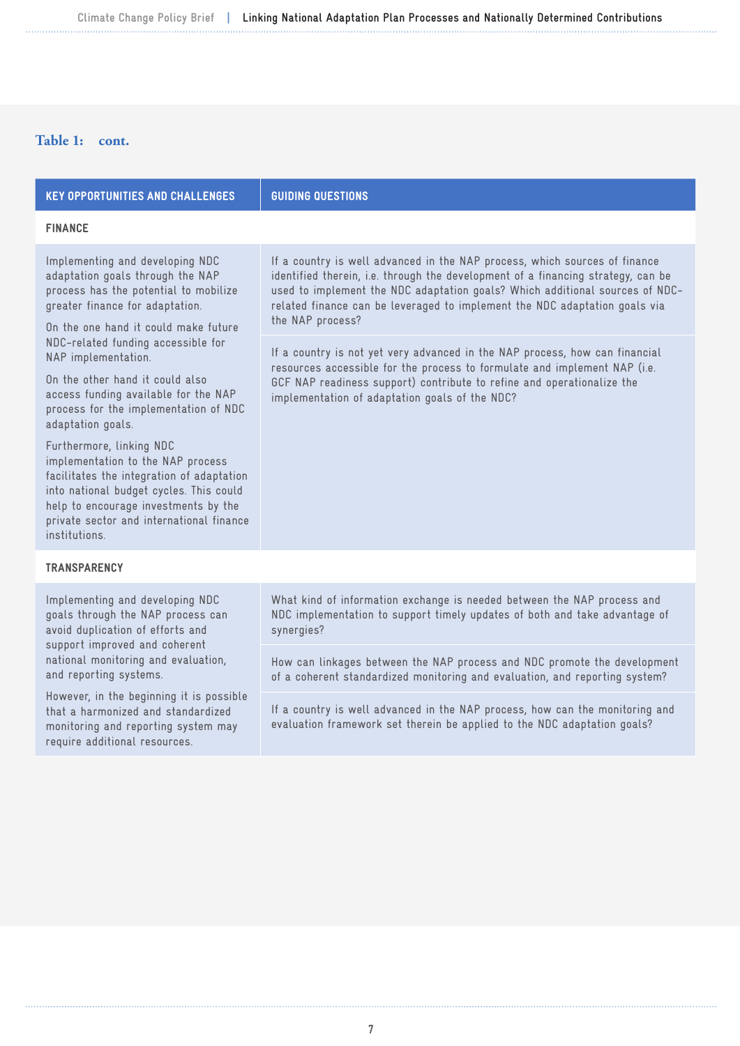**Table 1: cont.**

| KEY OPPORTUNITIES AND CHALLENGES | GUIDING QUESTIONS |
| --- | --- |
| **FINANCE** | |
| Implementing and developing NDC adaptation goals through the NAP process has the potential to mobilize greater finance for adaptation. On the one hand it could make future NDC-related funding accessible for NAP implementation. On the other hand it could also access funding available for the NAP process for the implementation of NDC adaptation goals. Furthermore, linking NDC implementation to the NAP process facilitates the integration of adaptation into national budget cycles. This could help to encourage investments by the private sector and international finance institutions. | If a country is well advanced in the NAP process, which sources of finance identified therein, i.e. through the development of a financing strategy, can be used to implement the NDC adaptation goals? Which additional sources of NDC-related finance can be leveraged to implement the NDC adaptation goals via the NAP process? |
| | If a country is not yet very advanced in the NAP process, how can financial resources accessible for the process to formulate and implement NAP (i.e. GCF NAP readiness support) contribute to refine and operationalize the implementation of adaptation goals of the NDC? |
| **TRANSPARENCY** | |
| Implementing and developing NDC goals through the NAP process can avoid duplication of efforts and support improved and coherent national monitoring and evaluation, and reporting systems. However, in the beginning it is possible that a harmonized and standardized monitoring and reporting system may require additional resources. | What kind of information exchange is needed between the NAP process and NDC implementation to support timely updates of both and take advantage of synergies? |
| | How can linkages between the NAP process and NDC promote the development of a coherent standardized monitoring and evaluation, and reporting system? |
| | If a country is well advanced in the NAP process, how can the monitoring and evaluation framework set therein be applied to the NDC adaptation goals? |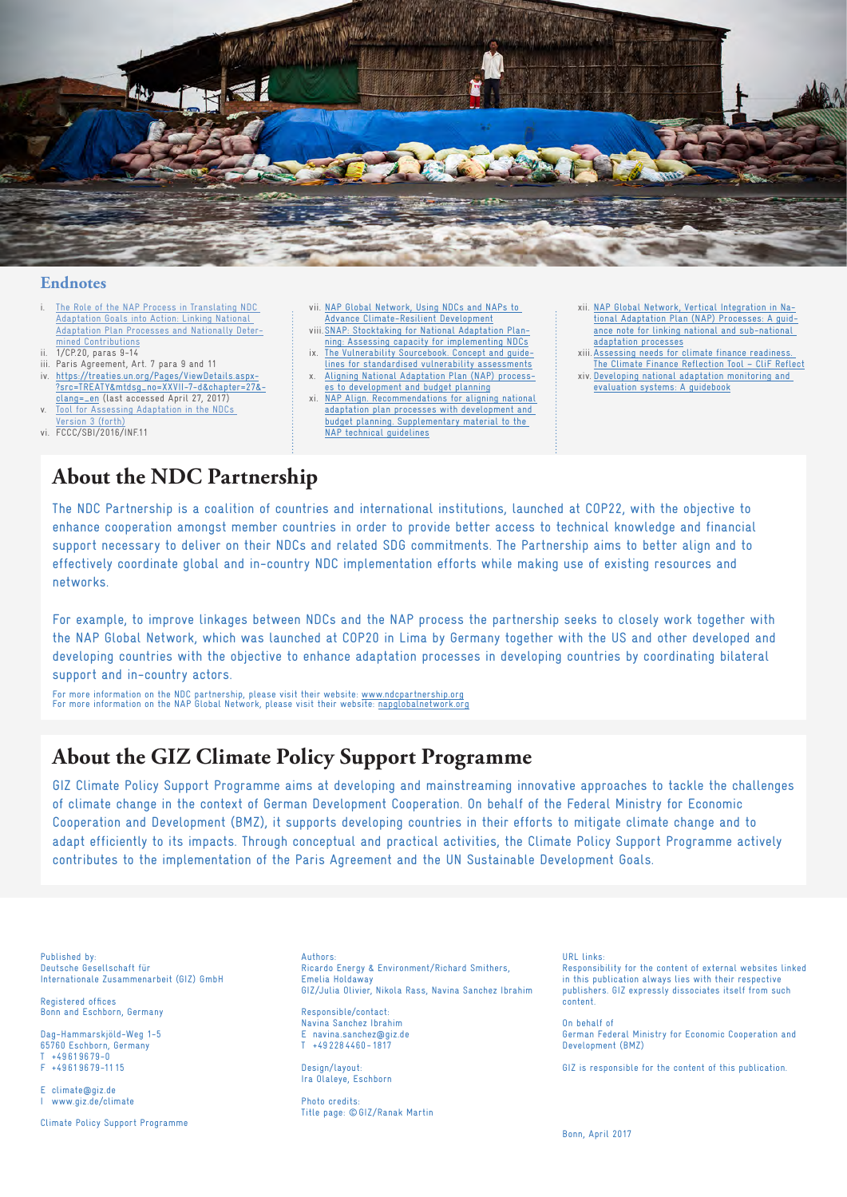## Endnotes

i. The Role of the NAP Process in Translating NDC Adaptation Goals into Action: Linking National Adaptation Plan Processes and Nationally Determined Contributions
ii. 1/CP.20, paras 9-14
iii. Paris Agreement, Art. 7 para 9 and 11
iv. https://treaties.un.org/Pages/ViewDetails.aspx?src=TREATY&mtdsg_no=XXVII-7-d&chapter=27&clang=_en (last accessed April 27, 2017)
v. Tool for Assessing Adaptation in the NDCs Version 3 (forth)
vi. FCCC/SBI/2016/INF.11
vii. NAP Global Network, Using NDCs and NAPs to Advance Climate-Resilient Development
viii. SNAP: Stocktaking for National Adaptation Planning: Assessing capacity for implementing NDCs
ix. The Vulnerability Sourcebook. Concept and guidelines for standardised vulnerability assessments
x. Aligning National Adaptation Plan (NAP) processes to development and budget planning
xi. NAP Align. Recommendations for aligning national adaptation plan processes with development and budget planning. Supplementary material to the NAP technical guidelines
xii. NAP Global Network, Vertical Integration in National Adaptation Plan (NAP) Processes: A guidance note for linking national and sub-national adaptation processes
xiii. Assessing needs for climate finance readiness. The Climate Finance Reflection Tool – CliF Reflect
xiv. Developing national adaptation monitoring and evaluation systems: A guidebook

## About the NDC Partnership

The NDC Partnership is a coalition of countries and international institutions, launched at COP22, with the objective to enhance cooperation amongst member countries in order to provide better access to technical knowledge and financial support necessary to deliver on their NDCs and related SDG commitments. The Partnership aims to better align and to effectively coordinate global and in-country NDC implementation efforts while making use of existing resources and networks.

For example, to improve linkages between NDCs and the NAP process the partnership seeks to closely work together with the NAP Global Network, which was launched at COP20 in Lima by Germany together with the US and other developed and developing countries with the objective to enhance adaptation processes in developing countries by coordinating bilateral support and in-country actors.

For more information on the NDC partnership, please visit their website: www.ndcpartnership.org
For more information on the NAP Global Network, please visit their website: napglobalnetwork.org

## About the GIZ Climate Policy Support Programme

GIZ Climate Policy Support Programme aims at developing and mainstreaming innovative approaches to tackle the challenges of climate change in the context of German Development Cooperation. On behalf of the Federal Ministry for Economic Cooperation and Development (BMZ), it supports developing countries in their efforts to mitigate climate change and to adapt efficiently to its impacts. Through conceptual and practical activities, the Climate Policy Support Programme actively contributes to the implementation of the Paris Agreement and the UN Sustainable Development Goals.

Published by:
Deutsche Gesellschaft für Internationale Zusammenarbeit (GIZ) GmbH

Registered offices
Bonn and Eschborn, Germany

Dag-Hammarskjöld-Weg 1-5
65760 Eschborn, Germany
T +49 61 96 79-0
F +49 61 96 79-11 15

E climate@giz.de
I www.giz.de/climate

Climate Policy Support Programme

Authors:
Ricardo Energy & Environment/Richard Smithers, Emelia Holdaway
GIZ/Julia Olivier, Nikola Rass, Navina Sanchez Ibrahim

Responsible/contact:
Navina Sanchez Ibrahim
E navina.sanchez@giz.de
T +49 228 4460-1817

Design/layout:
Ira Olaleye, Eschborn

Photo credits:
Title page: © GIZ/Ranak Martin

URL links:
Responsibility for the content of external websites linked in this publication always lies with their respective publishers. GIZ expressly dissociates itself from such content.

On behalf of
German Federal Ministry for Economic Cooperation and Development (BMZ)

GIZ is responsible for the content of this publication.

Bonn, April 2017